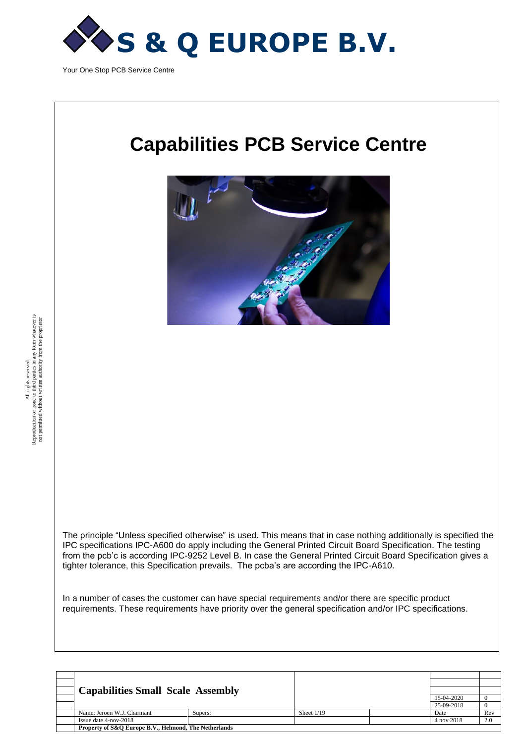# S & Q EUROPE B.V.

Your One Stop PCB Service Centre

# Capabilities PCB Service Centre

All rights reserved.
Reproduction or issue to third parties in any form whatever is not permitted without written authority from the proprietor

The principle "Unless specified otherwise" is used. This means that in case nothing additionally is specified the IPC specifications IPC-A600 do apply including the General Printed Circuit Board Specification. The testing from the pcb'c is according IPC-9252 Level B. In case the General Printed Circuit Board Specification gives a tighter tolerance, this Specification prevails. The pcba's are according the IPC-A610.

In a number of cases the customer can have special requirements and/or there are specific product requirements. These requirements have priority over the general specification and/or IPC specifications.

| | | | | | |
|---|---|---|---|---|---|
| **Capabilities Small Scale Assembly** | | | | | |
| | | | | 15-04-2020 | 0 |
| | | | | 25-09-2018 | 0 |
| Name: Jeroen W.J. Charmant | Supers: | Sheet 1/19 | | Date | Rev |
| Issue date 4-nov-2018 | | | | 4 nov 2018 | 2.0 |
| **Property of S&Q Europe B.V., Helmond, The Netherlands** | | | | | |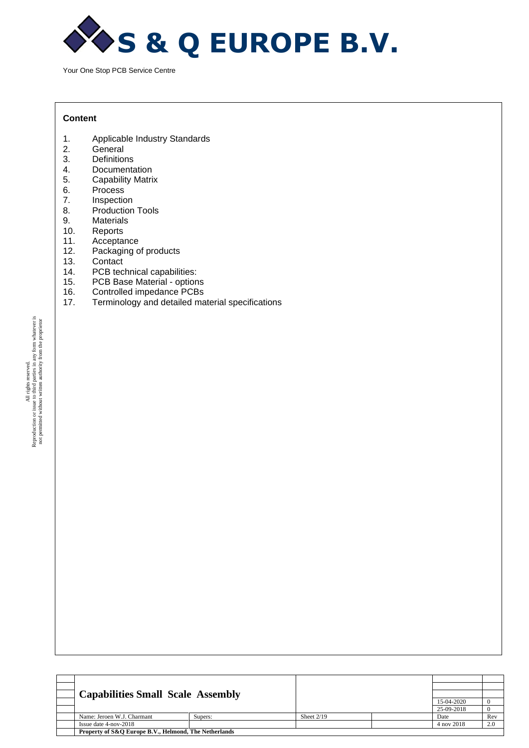# S & Q EUROPE B.V.

Your One Stop PCB Service Centre

## Content

1. Applicable Industry Standards
2. General
3. Definitions
4. Documentation
5. Capability Matrix
6. Process
7. Inspection
8. Production Tools
9. Materials
10. Reports
11. Acceptance
12. Packaging of products
13. Contact
14. PCB technical capabilities:
15. PCB Base Material - options
16. Controlled impedance PCBs
17. Terminology and detailed material specifications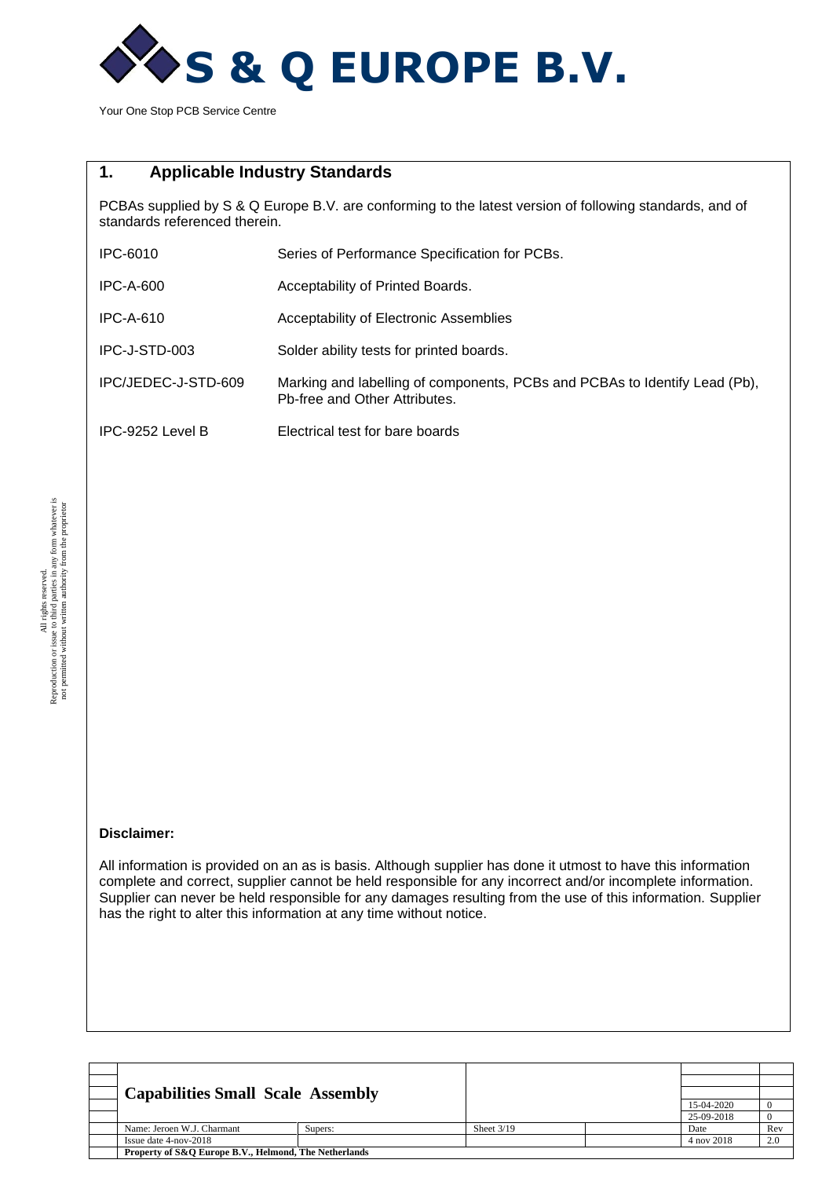## 1. Applicable Industry Standards

PCBAs supplied by S & Q Europe B.V. are conforming to the latest version of following standards, and of standards referenced therein.

| | |
|---|---|
| IPC-6010 | Series of Performance Specification for PCBs. |
| IPC-A-600 | Acceptability of Printed Boards. |
| IPC-A-610 | Acceptability of Electronic Assemblies |
| IPC-J-STD-003 | Solder ability tests for printed boards. |
| IPC/JEDEC-J-STD-609 | Marking and labelling of components, PCBs and PCBAs to Identify Lead (Pb), Pb-free and Other Attributes. |
| IPC-9252 Level B | Electrical test for bare boards |

**Disclaimer:**

All information is provided on an as is basis. Although supplier has done it utmost to have this information complete and correct, supplier cannot be held responsible for any incorrect and/or incomplete information. Supplier can never be held responsible for any damages resulting from the use of this information. Supplier has the right to alter this information at any time without notice.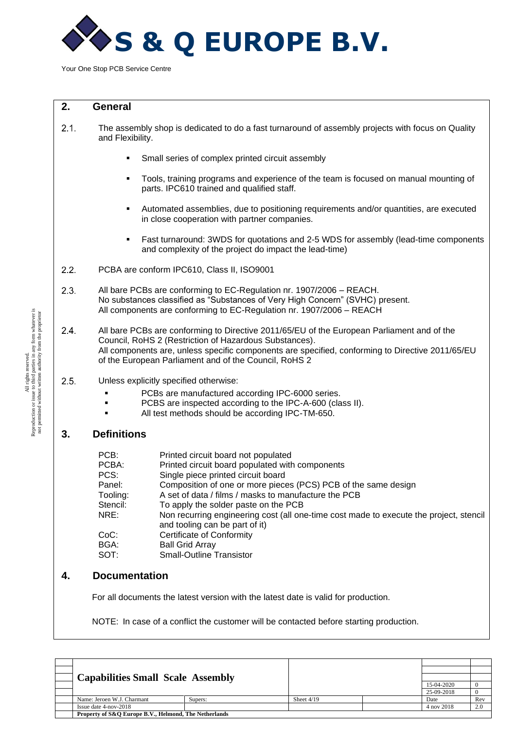## 2. General

2.1. The assembly shop is dedicated to do a fast turnaround of assembly projects with focus on Quality and Flexibility.

- Small series of complex printed circuit assembly
- Tools, training programs and experience of the team is focused on manual mounting of parts. IPC610 trained and qualified staff.
- Automated assemblies, due to positioning requirements and/or quantities, are executed in close cooperation with partner companies.
- Fast turnaround: 3WDS for quotations and 2-5 WDS for assembly (lead-time components and complexity of the project do impact the lead-time)

2.2. PCBA are conform IPC610, Class II, ISO9001

2.3. All bare PCBs are conforming to EC-Regulation nr. 1907/2006 – REACH.
No substances classified as “Substances of Very High Concern” (SVHC) present.
All components are conforming to EC-Regulation nr. 1907/2006 – REACH

2.4. All bare PCBs are conforming to Directive 2011/65/EU of the European Parliament and of the Council, RoHS 2 (Restriction of Hazardous Substances).
All components are, unless specific components are specified, conforming to Directive 2011/65/EU of the European Parliament and of the Council, RoHS 2

2.5. Unless explicitly specified otherwise:

- PCBs are manufactured according IPC-6000 series.
- PCBS are inspected according to the IPC-A-600 (class II).
- All test methods should be according IPC-TM-650.

## 3. Definitions

| | |
|---|---|
| PCB: | Printed circuit board not populated |
| PCBA: | Printed circuit board populated with components |
| PCS: | Single piece printed circuit board |
| Panel: | Composition of one or more pieces (PCS) PCB of the same design |
| Tooling: | A set of data / films / masks to manufacture the PCB |
| Stencil: | To apply the solder paste on the PCB |
| NRE: | Non recurring engineering cost (all one-time cost made to execute the project, stencil and tooling can be part of it) |
| CoC: | Certificate of Conformity |
| BGA: | Ball Grid Array |
| SOT: | Small-Outline Transistor |

## 4. Documentation

For all documents the latest version with the latest date is valid for production.

NOTE: In case of a conflict the customer will be contacted before starting production.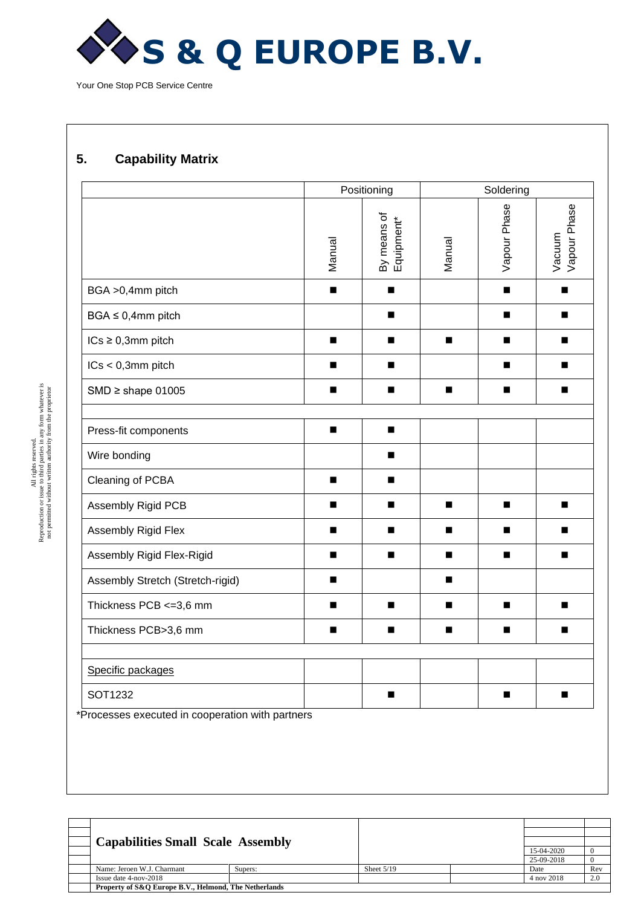# S & Q EUROPE B.V.

Your One Stop PCB Service Centre

## 5. Capability Matrix

| | Positioning | | Soldering | | |
|---|---|---|---|---|---|
| | Manual | By means of Equipment* | Manual | Vapour Phase | Vacuum Vapour Phase |
| BGA >0,4mm pitch | ■ | ■ | | ■ | ■ |
| BGA ≤ 0,4mm pitch | | ■ | | ■ | ■ |
| ICs ≥ 0,3mm pitch | ■ | ■ | ■ | ■ | ■ |
| ICs < 0,3mm pitch | ■ | ■ | | ■ | ■ |
| SMD ≥ shape 01005 | ■ | ■ | ■ | ■ | ■ |
| | | | | | |
| Press-fit components | ■ | ■ | | | |
| Wire bonding | | ■ | | | |
| Cleaning of PCBA | ■ | ■ | | | |
| Assembly Rigid PCB | ■ | ■ | ■ | ■ | ■ |
| Assembly Rigid Flex | ■ | ■ | ■ | ■ | ■ |
| Assembly Rigid Flex-Rigid | ■ | ■ | ■ | ■ | ■ |
| Assembly Stretch (Stretch-rigid) | ■ | | ■ | | |
| Thickness PCB <=3,6 mm | ■ | ■ | ■ | ■ | ■ |
| Thickness PCB>3,6 mm | ■ | ■ | ■ | ■ | ■ |
| | | | | | |
| Specific packages | | | | | |
| SOT1232 | | ■ | | ■ | ■ |

*Processes executed in cooperation with partners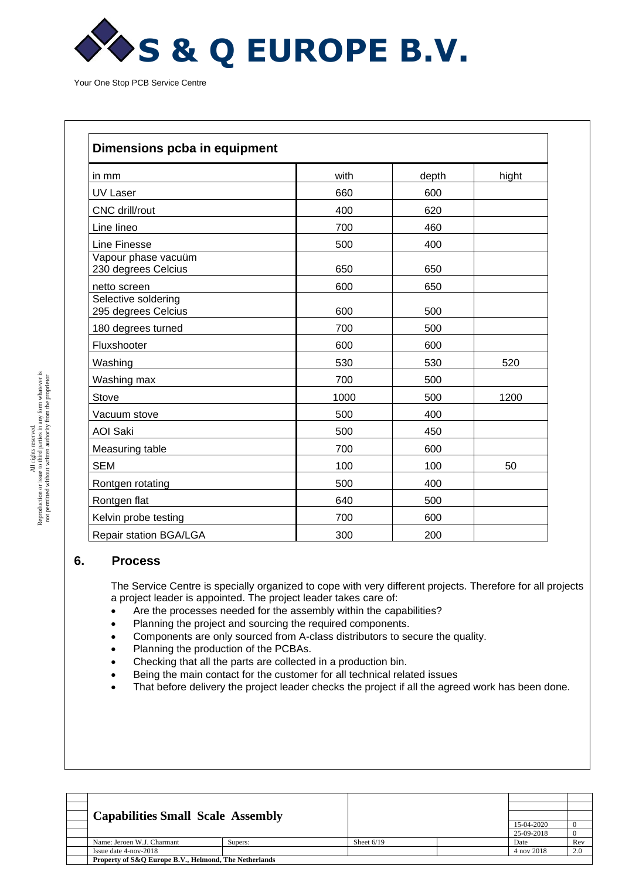## Dimensions pcba in equipment

| in mm | with | depth | hight |
|---|---|---|---|
| UV Laser | 660 | 600 | |
| CNC drill/rout | 400 | 620 | |
| Line lineo | 700 | 460 | |
| Line Finesse | 500 | 400 | |
| Vapour phase vacuüm 230 degrees Celcius | 650 | 650 | |
| netto screen | 600 | 650 | |
| Selective soldering 295 degrees Celcius | 600 | 500 | |
| 180 degrees turned | 700 | 500 | |
| Fluxshooter | 600 | 600 | |
| Washing | 530 | 530 | 520 |
| Washing max | 700 | 500 | |
| Stove | 1000 | 500 | 1200 |
| Vacuum stove | 500 | 400 | |
| AOI Saki | 500 | 450 | |
| Measuring table | 700 | 600 | |
| SEM | 100 | 100 | 50 |
| Rontgen rotating | 500 | 400 | |
| Rontgen flat | 640 | 500 | |
| Kelvin probe testing | 700 | 600 | |
| Repair station BGA/LGA | 300 | 200 | |

## 6. Process

The Service Centre is specially organized to cope with very different projects. Therefore for all projects a project leader is appointed. The project leader takes care of:

- Are the processes needed for the assembly within the capabilities?
- Planning the project and sourcing the required components.
- Components are only sourced from A-class distributors to secure the quality.
- Planning the production of the PCBAs.
- Checking that all the parts are collected in a production bin.
- Being the main contact for the customer for all technical related issues
- That before delivery the project leader checks the project if all the agreed work has been done.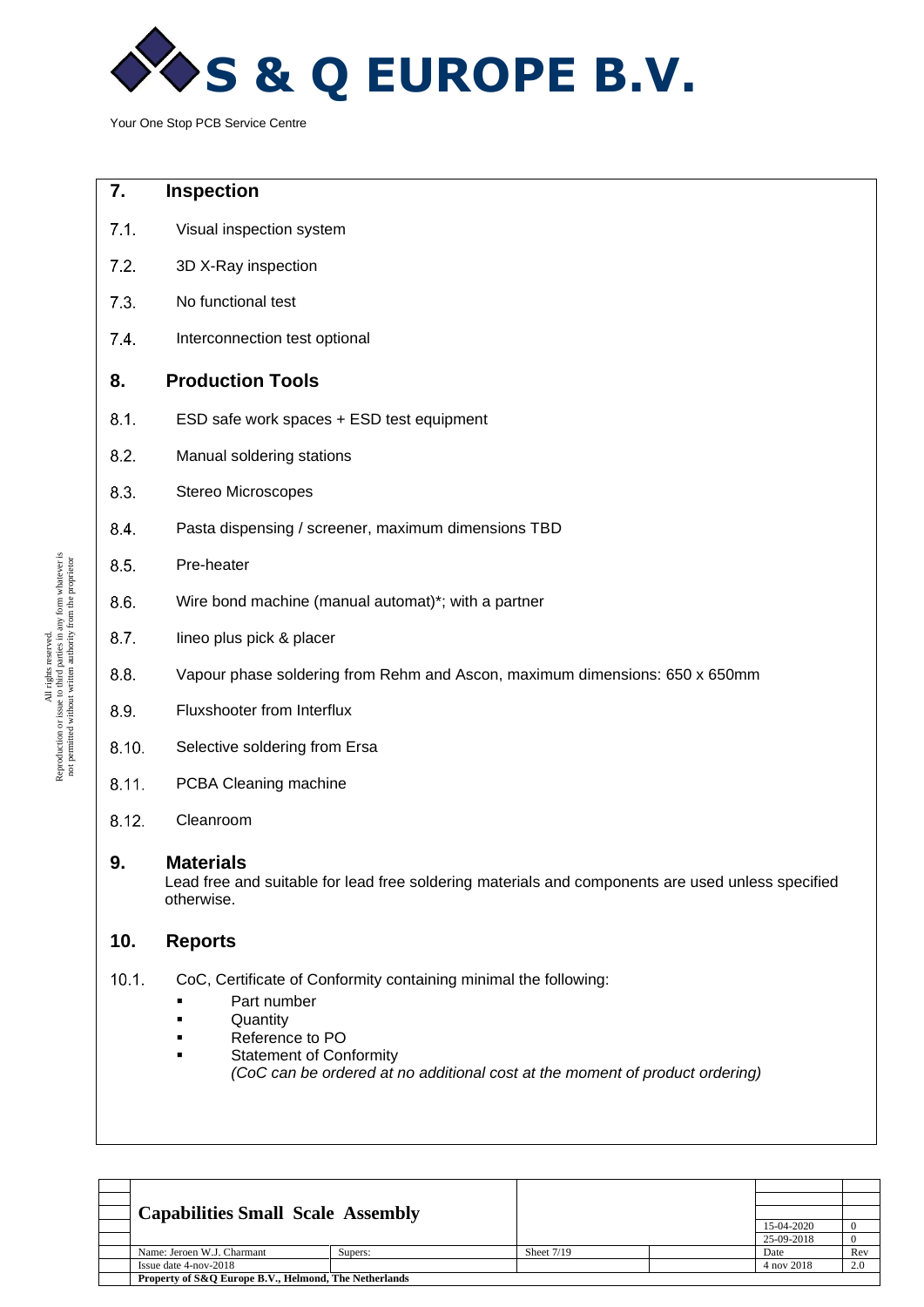## 7. Inspection

7.1. Visual inspection system

7.2. 3D X-Ray inspection

7.3. No functional test

7.4. Interconnection test optional

## 8. Production Tools

8.1. ESD safe work spaces + ESD test equipment

8.2. Manual soldering stations

8.3. Stereo Microscopes

8.4. Pasta dispensing / screener, maximum dimensions TBD

8.5. Pre-heater

8.6. Wire bond machine (manual automat)*; with a partner

8.7. lineo plus pick & placer

8.8. Vapour phase soldering from Rehm and Ascon, maximum dimensions: 650 x 650mm

8.9. Fluxshooter from Interflux

8.10. Selective soldering from Ersa

8.11. PCBA Cleaning machine

8.12. Cleanroom

## 9. Materials

Lead free and suitable for lead free soldering materials and components are used unless specified otherwise.

## 10. Reports

10.1. CoC, Certificate of Conformity containing minimal the following:

- Part number
- Quantity
- Reference to PO
- Statement of Conformity

*(CoC can be ordered at no additional cost at the moment of product ordering)*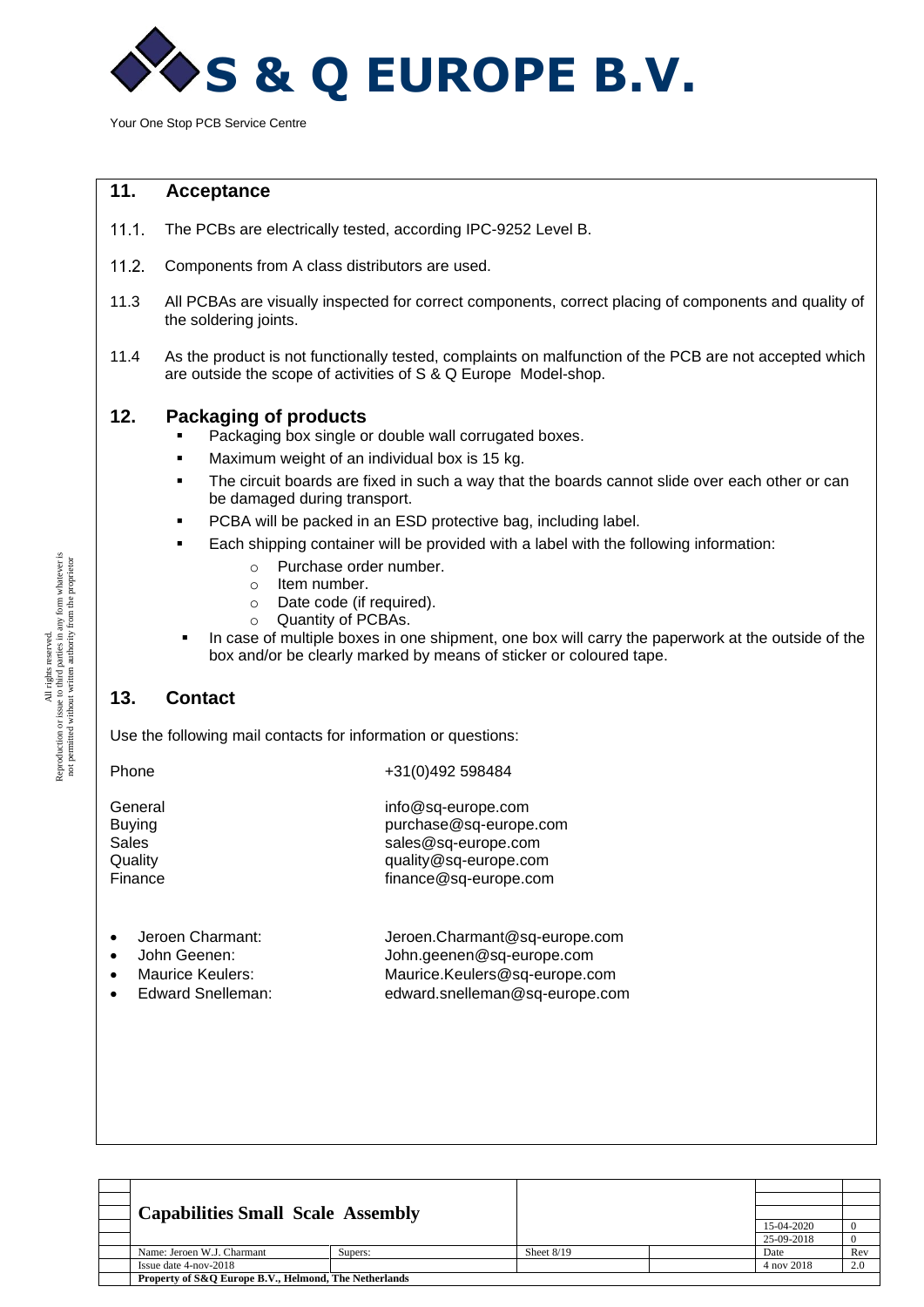## 11. Acceptance

11.1. The PCBs are electrically tested, according IPC-9252 Level B.

11.2. Components from A class distributors are used.

11.3 All PCBAs are visually inspected for correct components, correct placing of components and quality of the soldering joints.

11.4 As the product is not functionally tested, complaints on malfunction of the PCB are not accepted which are outside the scope of activities of S & Q Europe Model-shop.

## 12. Packaging of products

- Packaging box single or double wall corrugated boxes.
- Maximum weight of an individual box is 15 kg.
- The circuit boards are fixed in such a way that the boards cannot slide over each other or can be damaged during transport.
- PCBA will be packed in an ESD protective bag, including label.
- Each shipping container will be provided with a label with the following information:
  - Purchase order number.
  - Item number.
  - Date code (if required).
  - Quantity of PCBAs.
- In case of multiple boxes in one shipment, one box will carry the paperwork at the outside of the box and/or be clearly marked by means of sticker or coloured tape.

## 13. Contact

Use the following mail contacts for information or questions:

| | |
|---|---|
| Phone | +31(0)492 598484 |
| General | info@sq-europe.com |
| Buying | purchase@sq-europe.com |
| Sales | sales@sq-europe.com |
| Quality | quality@sq-europe.com |
| Finance | finance@sq-europe.com |

- Jeroen Charmant: Jeroen.Charmant@sq-europe.com
- John Geenen: John.geenen@sq-europe.com
- Maurice Keulers: Maurice.Keulers@sq-europe.com
- Edward Snelleman: edward.snelleman@sq-europe.com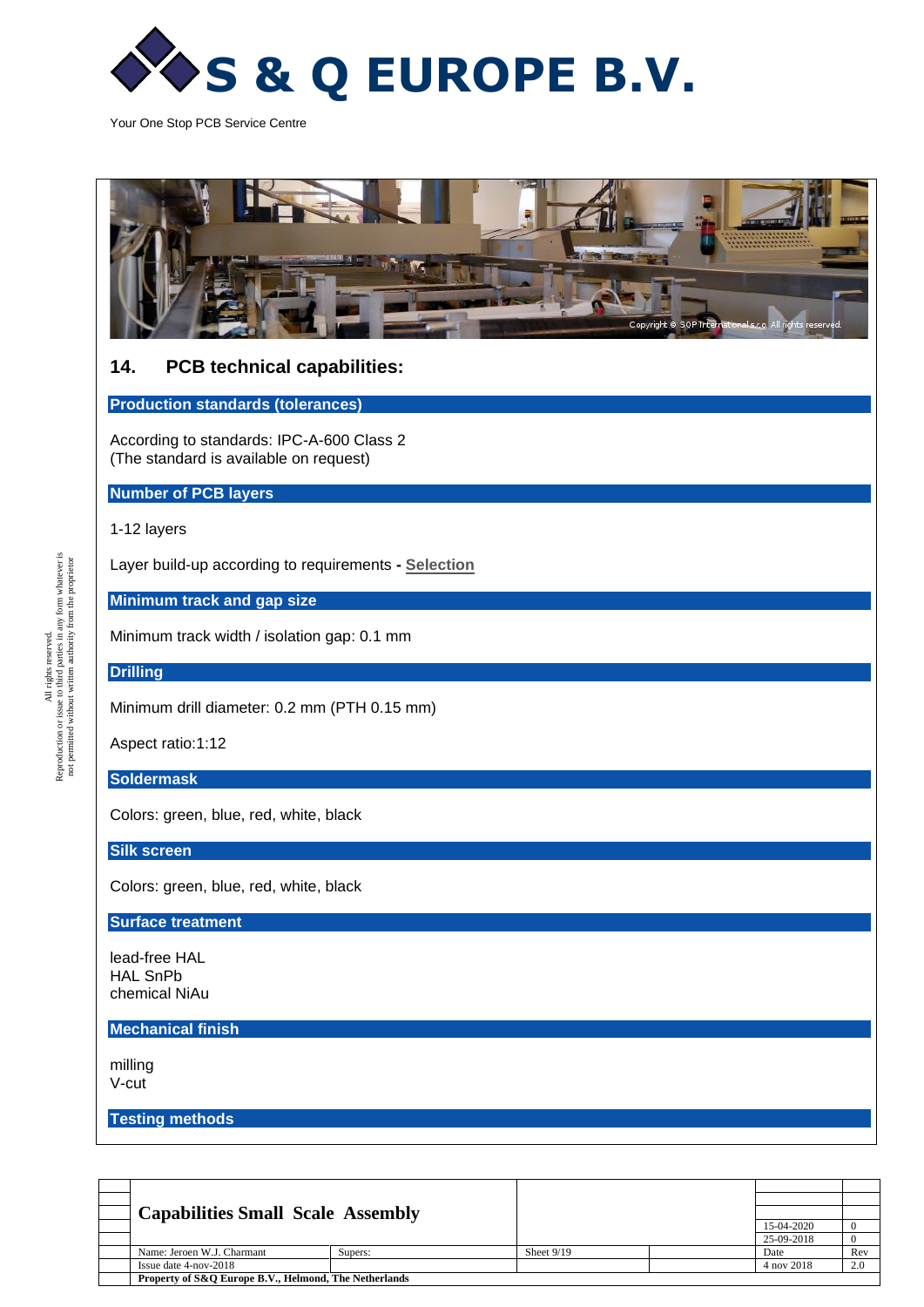# S & Q EUROPE B.V.

Your One Stop PCB Service Centre

## 14. PCB technical capabilities:

### Production standards (tolerances)

According to standards: IPC-A-600 Class 2
(The standard is available on request)

### Number of PCB layers

1-12 layers

Layer build-up according to requirements - Selection

### Minimum track and gap size

Minimum track width / isolation gap: 0.1 mm

### Drilling

Minimum drill diameter: 0.2 mm (PTH 0.15 mm)

Aspect ratio:1:12

### Soldermask

Colors: green, blue, red, white, black

### Silk screen

Colors: green, blue, red, white, black

### Surface treatment

lead-free HAL
HAL SnPb
chemical NiAu

### Mechanical finish

milling
V-cut

### Testing methods

All rights reserved.
Reproduction or issue to third parties in any form whatever is not permitted without written authority from the proprietor

| | | | | | |
|---|---|---|---|---|---|
| **Capabilities Small Scale Assembly** | | | | | |
| | | | | 15-04-2020 | 0 |
| | | | | 25-09-2018 | 0 |
| Name: Jeroen W.J. Charmant | Supers: | Sheet 9/19 | | Date | Rev |
| Issue date 4-nov-2018 | | | | 4 nov 2018 | 2.0 |
| **Property of S&Q Europe B.V., Helmond, The Netherlands** | | | | | |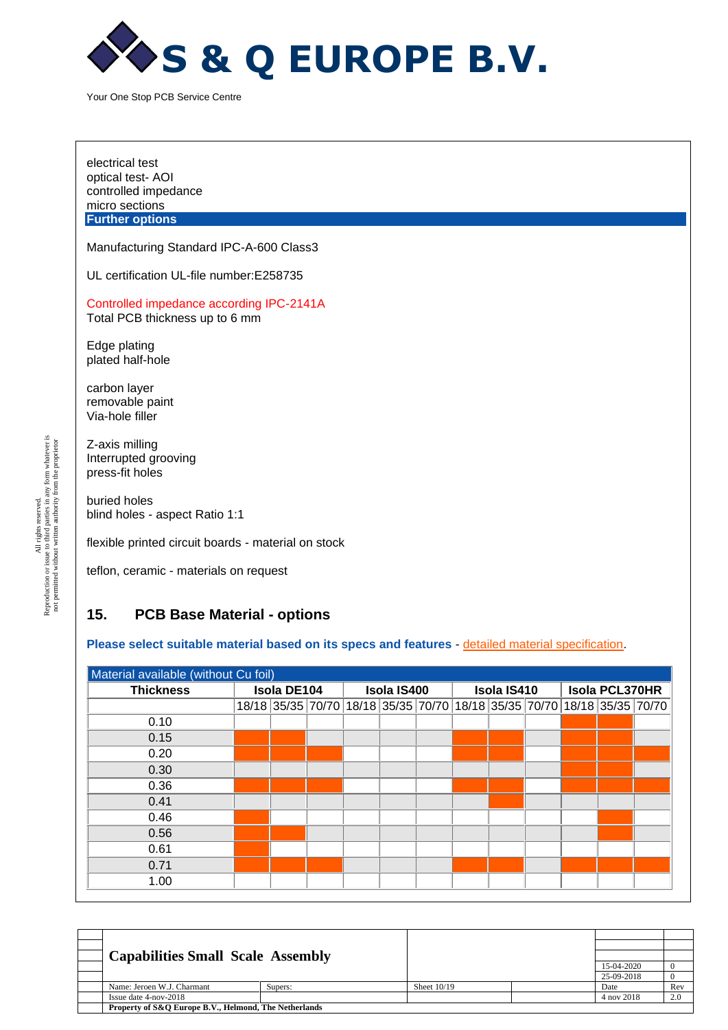electrical test
optical test- AOI
controlled impedance
micro sections

**Further options**

Manufacturing Standard IPC-A-600 Class3

UL certification UL-file number:E258735

Controlled impedance according IPC-2141A
Total PCB thickness up to 6 mm

Edge plating
plated half-hole

carbon layer
removable paint
Via-hole filler

Z-axis milling
Interrupted grooving
press-fit holes

buried holes
blind holes - aspect Ratio 1:1

flexible printed circuit boards - material on stock

teflon, ceramic - materials on request

## 15. PCB Base Material - options

**Please select suitable material based on its specs and features** - detailed material specification.

Material available (without Cu foil)

X = available (cell highlighted in orange in the source)

| Thickness | Isola DE104 | | | Isola IS400 | | | Isola IS410 | | | Isola PCL370HR | | |
|---|---|---|---|---|---|---|---|---|---|---|---|---|
| | 18/18 | 35/35 | 70/70 | 18/18 | 35/35 | 70/70 | 18/18 | 35/35 | 70/70 | 18/18 | 35/35 | 70/70 |
| 0.10 | | | | | | | | | | X | X | |
| 0.15 | X | X | | | | | X | X | | X | X | |
| 0.20 | X | X | X | | | | X | X | | X | X | X |
| 0.30 | X | X | | | | | X | X | | X | X | |
| 0.36 | X | X | X | | | | X | X | | X | X | X |
| 0.41 | | | | | | | | X | | | | |
| 0.46 | X | | | | | | | | | | X | |
| 0.56 | X | X | | | | | | | | | X | |
| 0.61 | X | | | | | | | | | | | |
| 0.71 | X | X | X | | | | X | X | | X | X | X |
| 1.00 | | | | | | | | | | | | |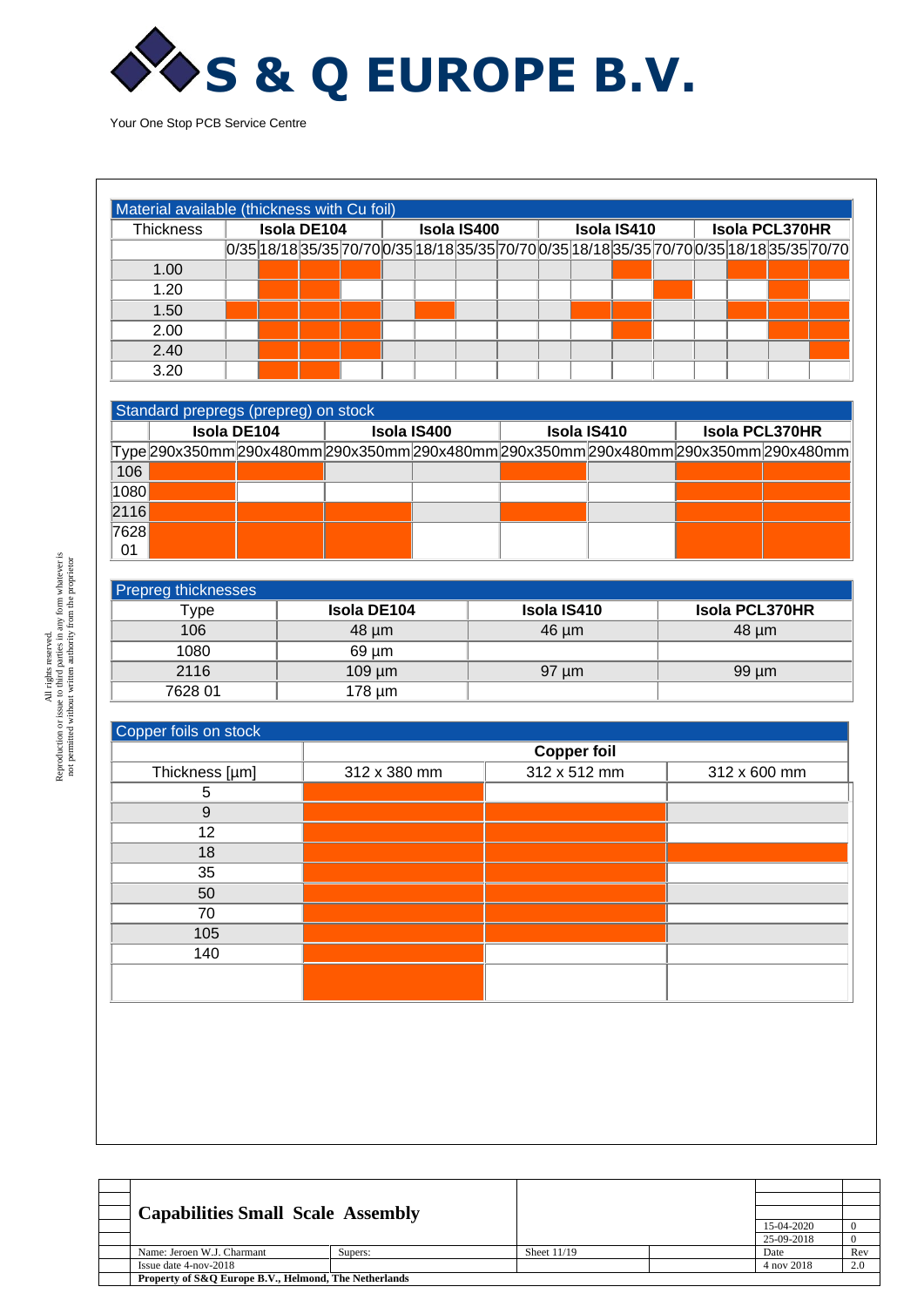In the tables below, ■ marks a cell that is shaded (highlighted) in the original.

| Material available (thickness with Cu foil) | | | | | | | | | | | | | | | | |
|---|---|---|---|---|---|---|---|---|---|---|---|---|---|---|---|---|
| Thickness | Isola DE104 | | | | Isola IS400 | | | | Isola IS410 | | | | Isola PCL370HR | | | |
| | 0/35 | 18/18 | 35/35 | 70/70 | 0/35 | 18/18 | 35/35 | 70/70 | 0/35 | 18/18 | 35/35 | 70/70 | 0/35 | 18/18 | 35/35 | 70/70 |
| 1.00 | | ■ | ■ | ■ | | | | | | | ■ | | | ■ | ■ | ■ |
| 1.20 | | ■ | ■ | | | | | | | | | ■ | | ■ | ■ | |
| 1.50 | ■ | ■ | ■ | ■ | | ■ | | | | ■ | ■ | | | ■ | ■ | ■ |
| 2.00 | | ■ | ■ | ■ | | | | | | | ■ | | | | ■ | ■ |
| 2.40 | | ■ | ■ | ■ | | | | | | | | | | | | ■ |
| 3.20 | | ■ | ■ | | | | | | | | | | | | | |

| Standard prepregs (prepreg) on stock | | | | | | | | |
|---|---|---|---|---|---|---|---|---|
| | Isola DE104 | | Isola IS400 | | Isola IS410 | | Isola PCL370HR | |
| Type | 290x350mm | 290x480mm | 290x350mm | 290x480mm | 290x350mm | 290x480mm | 290x350mm | 290x480mm |
| 106 | ■ | ■ | | | ■ | | ■ | ■ |
| 1080 | ■ | | | | | | ■ | ■ |
| 2116 | ■ | ■ | ■ | | ■ | | ■ | ■ |
| 7628 01 | ■ | ■ | ■ | | | | ■ | ■ |

| Prepreg thicknesses | | | |
|---|---|---|---|
| Type | Isola DE104 | Isola IS410 | Isola PCL370HR |
| 106 | 48 µm | 46 µm | 48 µm |
| 1080 | 69 µm | | |
| 2116 | 109 µm | 97 µm | 99 µm |
| 7628 01 | 178 µm | | |

| Copper foils on stock | | | |
|---|---|---|---|
| | Copper foil | | |
| Thickness [µm] | 312 x 380 mm | 312 x 512 mm | 312 x 600 mm |
| 5 | ■ | | |
| 9 | ■ | ■ | |
| 12 | ■ | ■ | |
| 18 | ■ | ■ | ■ |
| 35 | ■ | ■ | |
| 50 | ■ | ■ | |
| 70 | ■ | ■ | |
| 105 | ■ | ■ | |
| 140 | ■ | | |
| | ■ | | |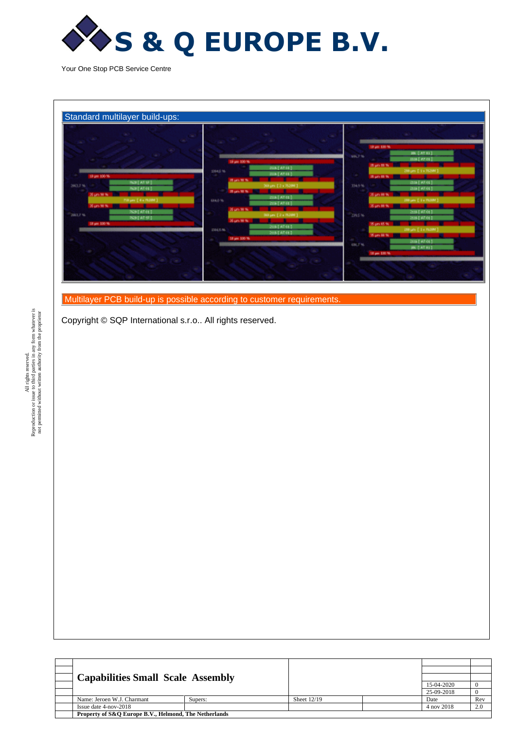# S & Q EUROPE B.V.

Your One Stop PCB Service Centre

## Standard multilayer build-ups:

Multilayer PCB build-up is possible according to customer requirements.

Copyright © SQP International s.r.o.. All rights reserved.

All rights reserved.
Reproduction or issue to third parties in any form whatever is not permitted without written authority from the proprietor

| | | | | | | |
|---|---|---|---|---|---|---|
| | **Capabilities Small Scale Assembly** | | | | | |
| | | | | | 15-04-2020 | 0 |
| | | | | | 25-09-2018 | 0 |
| | Name: Jeroen W.J. Charmant | Supers: | Sheet 12/19 | | Date | Rev |
| | Issue date 4-nov-2018 | | | | 4 nov 2018 | 2.0 |
| | **Property of S&Q Europe B.V., Helmond, The Netherlands** | | | | | |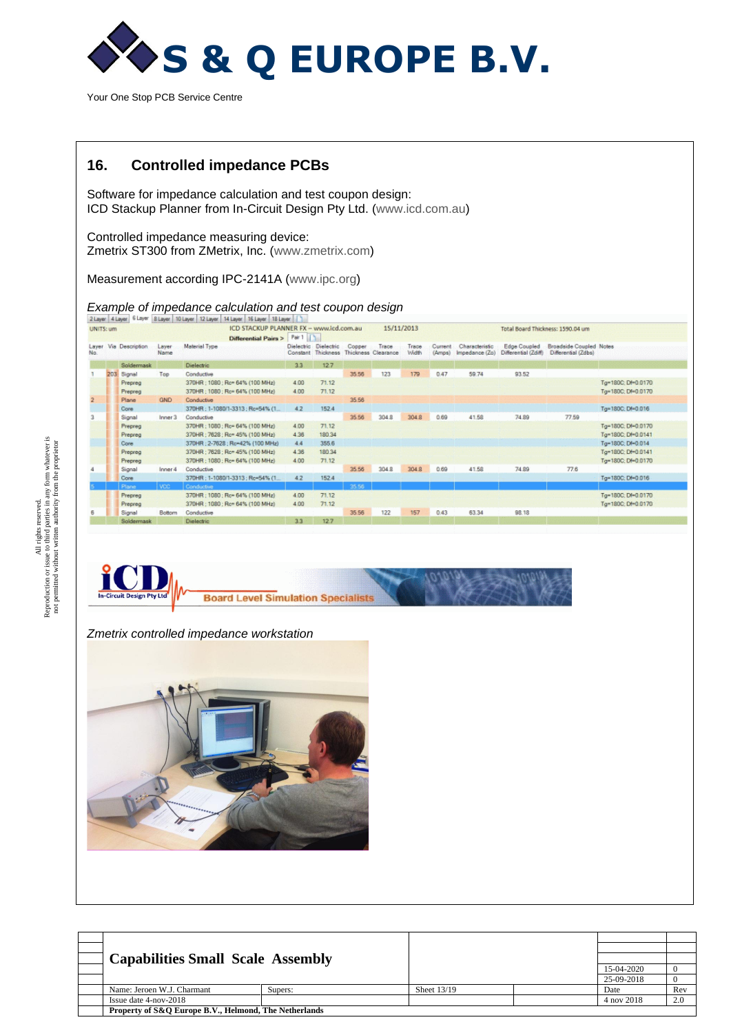## 16. Controlled impedance PCBs

Software for impedance calculation and test coupon design:
ICD Stackup Planner from In-Circuit Design Pty Ltd. (www.icd.com.au)

Controlled impedance measuring device:
Zmetrix ST300 from ZMetrix, Inc. (www.zmetrix.com)

Measurement according IPC-2141A (www.ipc.org)

*Example of impedance calculation and test coupon design*

2 Layer | 4 Layer | 6 Layer | 8 Layer | 10 Layer | 12 Layer | 14 Layer | 16 Layer | 18 Layer

UNITS: um — ICD STACKUP PLANNER FX – www.icd.com.au — 15/11/2013 — Total Board Thickness: 1590.04 um

Differential Pairs > Pair 1

| Layer No. | Via | Description | Layer Name | Material Type | Dielectric Constant | Dielectric Thickness | Copper Thickness | Trace Clearance | Trace Width | Current (Amps) | Characteristic Impedance (Zo) | Edge Coupled Differential (Zdiff) | Broadside Coupled Differential (Zdbs) | Notes |
|---|---|---|---|---|---|---|---|---|---|---|---|---|---|---|
| | | Soldermask | | Dielectric | 3.3 | 12.7 | | | | | | | | |
| 1 | 203 | Signal | Top | Conductive | | | 35.56 | 123 | 179 | 0.47 | 59.74 | 93.52 | | |
| | | Prepreg | | 370HR ; 1080 ; Rc= 64% (100 MHz) | 4.00 | 71.12 | | | | | | | | Tg=180C; Df=0.0170 |
| | | Prepreg | | 370HR ; 1080 ; Rc= 64% (100 MHz) | 4.00 | 71.12 | | | | | | | | Tg=180C; Df=0.0170 |
| 2 | | Plane | GND | Conductive | | | 35.56 | | | | | | | |
| | | Core | | 370HR ; 1-1080/1-3313 ; Rc=54% (1... | 4.2 | 152.4 | | | | | | | | Tg=180C; Df=0.016 |
| 3 | | Signal | Inner 3 | Conductive | | | 35.56 | 304.8 | 304.8 | 0.69 | 41.58 | 74.89 | 77.59 | |
| | | Prepreg | | 370HR ; 1080 ; Rc= 64% (100 MHz) | 4.00 | 71.12 | | | | | | | | Tg=180C; Df=0.0170 |
| | | Prepreg | | 370HR ; 7628 ; Rc= 45% (100 MHz) | 4.36 | 180.34 | | | | | | | | Tg=180C; Df=0.0141 |
| | | Core | | 370HR ; 2-7628 ; Rc=42% (100 MHz) | 4.4 | 355.6 | | | | | | | | Tg=180C; Df=0.014 |
| | | Prepreg | | 370HR ; 7628 ; Rc= 45% (100 MHz) | 4.36 | 180.34 | | | | | | | | Tg=180C; Df=0.0141 |
| | | Prepreg | | 370HR ; 1080 ; Rc= 64% (100 MHz) | 4.00 | 71.12 | | | | | | | | Tg=180C; Df=0.0170 |
| 4 | | Signal | Inner 4 | Conductive | | | 35.56 | 304.8 | 304.8 | 0.69 | 41.58 | 74.89 | 77.6 | |
| | | Core | | 370HR ; 1-1080/1-3313 ; Rc=54% (1... | 4.2 | 152.4 | | | | | | | | Tg=180C; Df=0.016 |
| 5 | | Plane | VCC | Conductive | | | 35.56 | | | | | | | |
| | | Prepreg | | 370HR ; 1080 ; Rc= 64% (100 MHz) | 4.00 | 71.12 | | | | | | | | Tg=180C; Df=0.0170 |
| | | Prepreg | | 370HR ; 1080 ; Rc= 64% (100 MHz) | 4.00 | 71.12 | | | | | | | | Tg=180C; Df=0.0170 |
| 6 | | Signal | Bottom | Conductive | | | 35.56 | 122 | 157 | 0.43 | 63.34 | 98.18 | | |
| | | Soldermask | | Dielectric | 3.3 | 12.7 | | | | | | | | |

iCD In-Circuit Design Pty Ltd — Board Level Simulation Specialists

*Zmetrix controlled impedance workstation*

All rights reserved.
Reproduction or issue to third parties in any form whatever is not permitted without written authority from the proprietor

| | | | | | |
|---|---|---|---|---|---|
| **Capabilities Small Scale Assembly** | | | | 15-04-2020 | 0 |
| | | | | 25-09-2018 | 0 |
| Name: Jeroen W.J. Charmant | Supers: | Sheet 13/19 | | Date | Rev |
| Issue date 4-nov-2018 | | | | 4 nov 2018 | 2.0 |
| **Property of S&Q Europe B.V., Helmond, The Netherlands** | | | | | |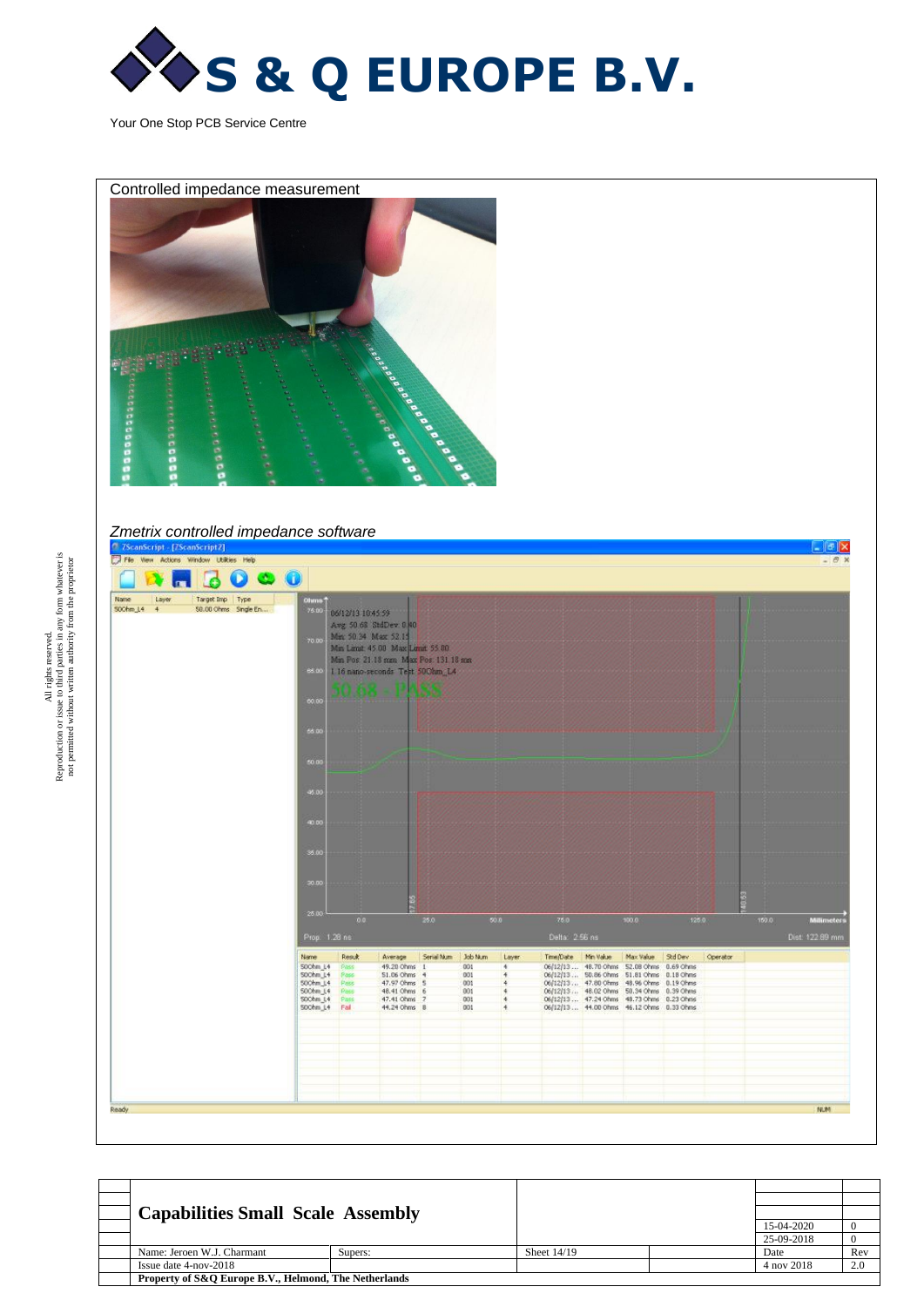# S & Q EUROPE B.V.

Your One Stop PCB Service Centre

Controlled impedance measurement

*Zmetrix controlled impedance software*

All rights reserved.
Reproduction or issue to third parties in any form whatever is not permitted without written authority from the proprietor

| **Capabilities Small Scale Assembly** | | | | |
|---|---|---|---|---|
| | | | 15-04-2020 | 0 |
| | | | 25-09-2018 | 0 |
| Name: Jeroen W.J. Charmant | Supers: | Sheet 14/19 | Date | Rev |
| Issue date 4-nov-2018 | | | 4 nov 2018 | 2.0 |
| **Property of S&Q Europe B.V., Helmond, The Netherlands** | | | | |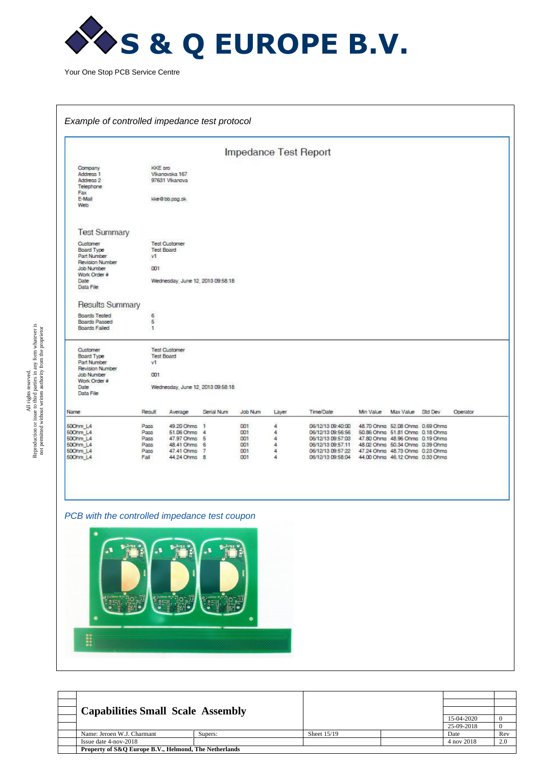# S & Q EUROPE B.V.

Your One Stop PCB Service Centre

*Example of controlled impedance test protocol*

## Impedance Test Report

| | |
|---|---|
| Company | KKE sro |
| Address 1 | Vlkanovska 167 |
| Address 2 | 97631 Vlkanova |
| Telephone | |
| Fax | |
| E-Mail | kke@bb.psg.sk |
| Web | |

### Test Summary

| | |
|---|---|
| Customer | Test Customer |
| Board Type | Test Board |
| Part Number | v1 |
| Revision Number | |
| Job Number | 001 |
| Work Order # | |
| Date | Wednesday, June 12, 2013 09:58:18 |
| Data File | |

### Results Summary

| | |
|---|---|
| Boards Tested | 6 |
| Boards Passed | 5 |
| Boards Failed | 1 |

| | |
|---|---|
| Customer | Test Customer |
| Board Type | Test Board |
| Part Number | v1 |
| Revision Number | |
| Job Number | 001 |
| Work Order # | |
| Date | Wednesday, June 12, 2013 09:58:18 |
| Data File | |

| Name | Result | Average | Serial Num | Job Num | Layer | Time/Date | Min Value | Max Value | Std Dev | Operator |
|---|---|---|---|---|---|---|---|---|---|---|
| 50Ohm_L4 | Pass | 49.20 Ohms | 1 | 001 | 4 | 06/12/13 09:40:00 | 48.70 Ohms | 52.08 Ohms | 0.69 Ohms | |
| 50Ohm_L4 | Pass | 51.06 Ohms | 4 | 001 | 4 | 06/12/13 09:56:56 | 50.86 Ohms | 51.81 Ohms | 0.18 Ohms | |
| 50Ohm_L4 | Pass | 47.97 Ohms | 5 | 001 | 4 | 06/12/13 09:57:03 | 47.80 Ohms | 48.96 Ohms | 0.19 Ohms | |
| 50Ohm_L4 | Pass | 48.41 Ohms | 6 | 001 | 4 | 06/12/13 09:57:11 | 48.02 Ohms | 50.34 Ohms | 0.39 Ohms | |
| 50Ohm_L4 | Pass | 47.41 Ohms | 7 | 001 | 4 | 06/12/13 09:57:22 | 47.24 Ohms | 48.73 Ohms | 0.23 Ohms | |
| 50Ohm_L4 | Fail | 44.24 Ohms | 8 | 001 | 4 | 06/12/13 09:58:04 | 44.00 Ohms | 46.12 Ohms | 0.33 Ohms | |

*PCB with the controlled impedance test coupon*

All rights reserved.
Reproduction or issue to third parties in any form whatever is not permitted without written authority from the proprietor

| Capabilities Small Scale Assembly | | | | | |
|---|---|---|---|---|---|
| | | | | 15-04-2020 | 0 |
| | | | | 25-09-2018 | 0 |
| Name: Jeroen W.J. Charmant | Supers: | Sheet 15/19 | | Date | Rev |
| Issue date 4-nov-2018 | | | | 4 nov 2018 | 2.0 |
| Property of S&Q Europe B.V., Helmond, The Netherlands | | | | | |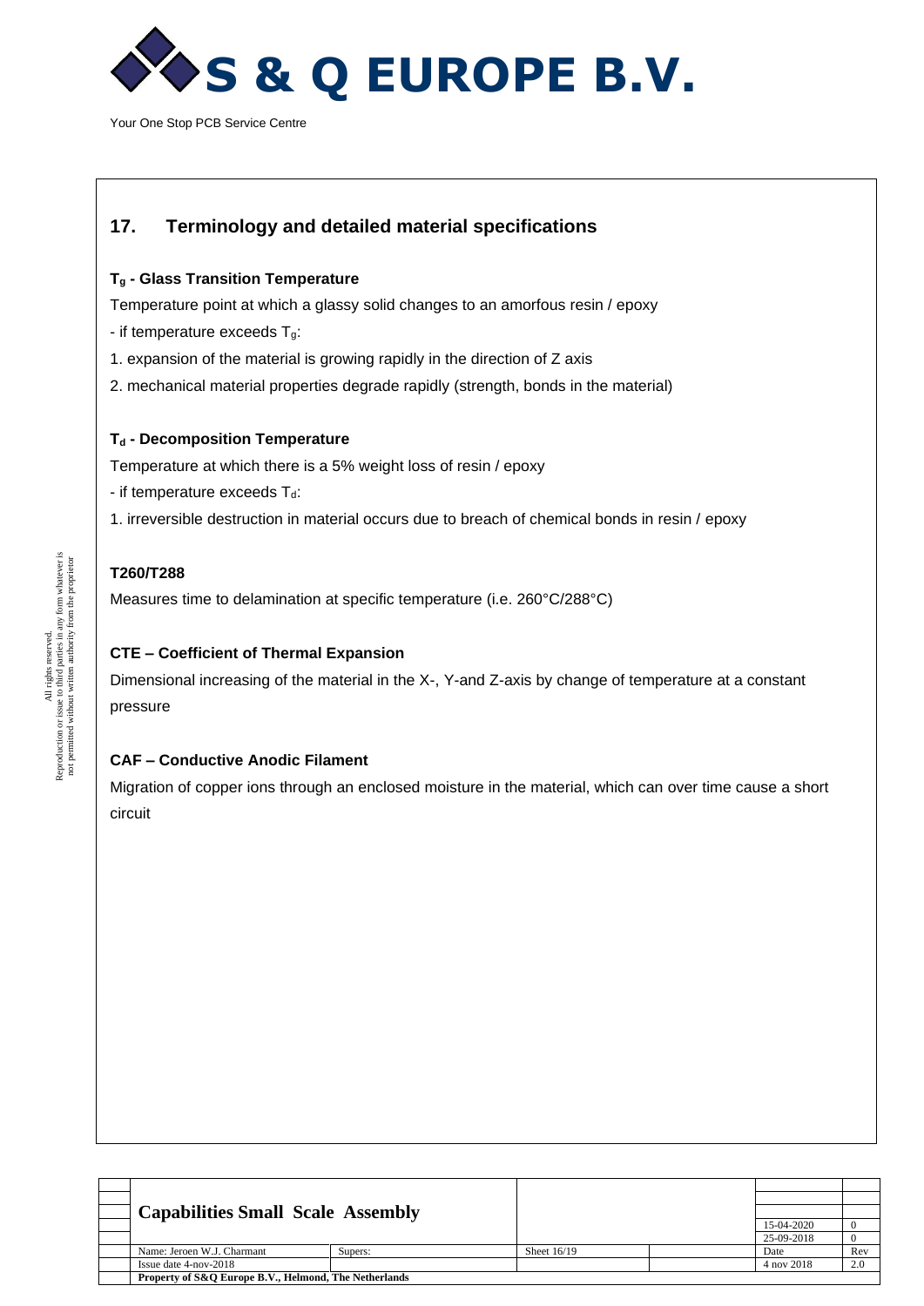## 17. Terminology and detailed material specifications

**$T_g$ - Glass Transition Temperature**

Temperature point at which a glassy solid changes to an amorfous resin / epoxy

- if temperature exceeds $T_g$:

1. expansion of the material is growing rapidly in the direction of Z axis
2. mechanical material properties degrade rapidly (strength, bonds in the material)

**$T_d$ - Decomposition Temperature**

Temperature at which there is a 5% weight loss of resin / epoxy

- if temperature exceeds $T_d$:

1. irreversible destruction in material occurs due to breach of chemical bonds in resin / epoxy

**T260/T288**

Measures time to delamination at specific temperature (i.e. 260°C/288°C)

**CTE – Coefficient of Thermal Expansion**

Dimensional increasing of the material in the X-, Y-and Z-axis by change of temperature at a constant pressure

**CAF – Conductive Anodic Filament**

Migration of copper ions through an enclosed moisture in the material, which can over time cause a short circuit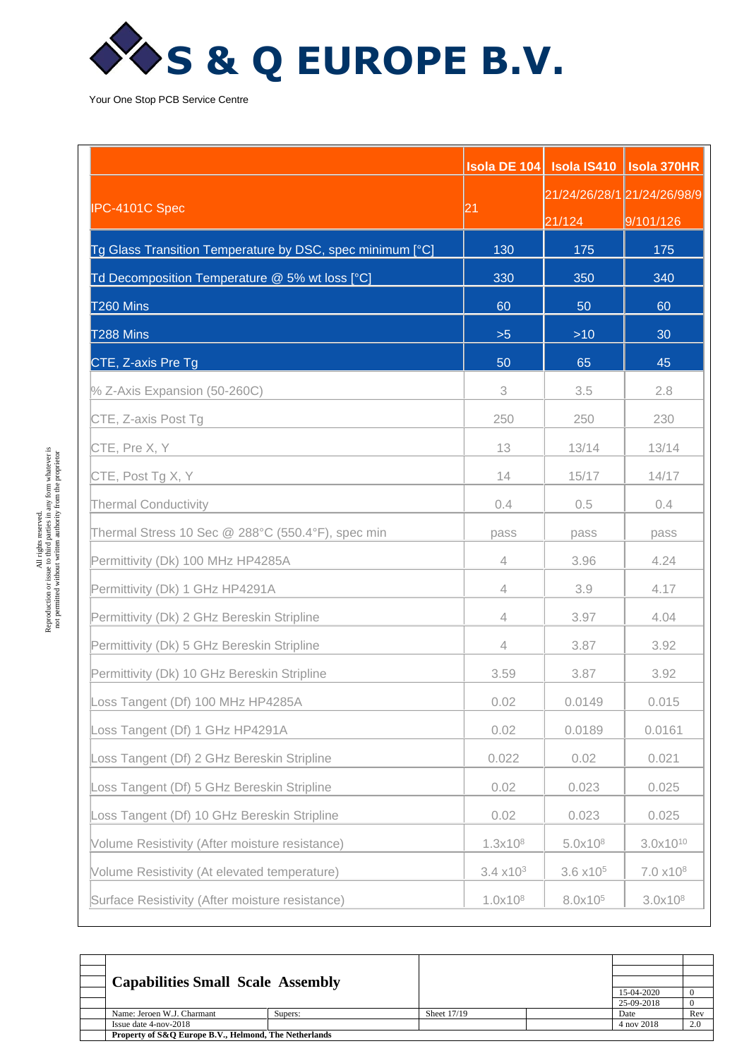# S & Q EUROPE B.V.

Your One Stop PCB Service Centre

| | Isola DE 104 | Isola IS410 | Isola 370HR |
|---|---|---|---|
| IPC-4101C Spec | 21 | 21/24/26/28/121/124 | 21/24/26/98/99/101/126 |
| Tg Glass Transition Temperature by DSC, spec minimum [°C] | 130 | 175 | 175 |
| Td Decomposition Temperature @ 5% wt loss [°C] | 330 | 350 | 340 |
| T260 Mins | 60 | 50 | 60 |
| T288 Mins | >5 | >10 | 30 |
| CTE, Z-axis Pre Tg | 50 | 65 | 45 |
| % Z-Axis Expansion (50-260C) | 3 | 3.5 | 2.8 |
| CTE, Z-axis Post Tg | 250 | 250 | 230 |
| CTE, Pre X, Y | 13 | 13/14 | 13/14 |
| CTE, Post Tg X, Y | 14 | 15/17 | 14/17 |
| Thermal Conductivity | 0.4 | 0.5 | 0.4 |
| Thermal Stress 10 Sec @ 288°C (550.4°F), spec min | pass | pass | pass |
| Permittivity (Dk) 100 MHz HP4285A | 4 | 3.96 | 4.24 |
| Permittivity (Dk) 1 GHz HP4291A | 4 | 3.9 | 4.17 |
| Permittivity (Dk) 2 GHz Bereskin Stripline | 4 | 3.97 | 4.04 |
| Permittivity (Dk) 5 GHz Bereskin Stripline | 4 | 3.87 | 3.92 |
| Permittivity (Dk) 10 GHz Bereskin Stripline | 3.59 | 3.87 | 3.92 |
| Loss Tangent (Df) 100 MHz HP4285A | 0.02 | 0.0149 | 0.015 |
| Loss Tangent (Df) 1 GHz HP4291A | 0.02 | 0.0189 | 0.0161 |
| Loss Tangent (Df) 2 GHz Bereskin Stripline | 0.022 | 0.02 | 0.021 |
| Loss Tangent (Df) 5 GHz Bereskin Stripline | 0.02 | 0.023 | 0.025 |
| Loss Tangent (Df) 10 GHz Bereskin Stripline | 0.02 | 0.023 | 0.025 |
| Volume Resistivity (After moisture resistance) | $1.3 \times 10^{8}$ | $5.0 \times 10^{8}$ | $3.0 \times 10^{10}$ |
| Volume Resistivity (At elevated temperature) | $3.4 \times 10^{3}$ | $3.6 \times 10^{5}$ | $7.0 \times 10^{8}$ |
| Surface Resistivity (After moisture resistance) | $1.0 \times 10^{8}$ | $8.0 \times 10^{5}$ | $3.0 \times 10^{8}$ |

All rights reserved.
Reproduction or issue to third parties in any form whatever is not permitted without written authority from the proprietor

| | | | | |
|---|---|---|---|---|
| **Capabilities Small Scale Assembly** | | | 15-04-2020 | 0 |
| | | | 25-09-2018 | 0 |
| Name: Jeroen W.J. Charmant | Supers: | Sheet 17/19 | Date | Rev |
| Issue date 4-nov-2018 | | | 4 nov 2018 | 2.0 |
| **Property of S&Q Europe B.V., Helmond, The Netherlands** | | | | |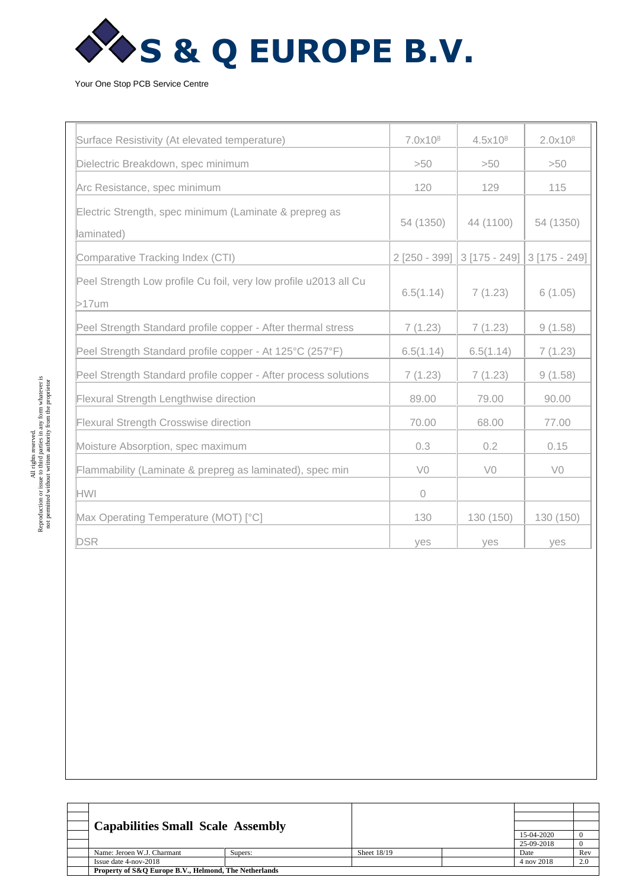| | | | |
|---|---|---|---|
| Surface Resistivity (At elevated temperature) | $7.0x10^8$ | $4.5x10^8$ | $2.0x10^8$ |
| Dielectric Breakdown, spec minimum | >50 | >50 | >50 |
| Arc Resistance, spec minimum | 120 | 129 | 115 |
| Electric Strength, spec minimum (Laminate & prepreg as laminated) | 54 (1350) | 44 (1100) | 54 (1350) |
| Comparative Tracking Index (CTI) | 2 [250 - 399] | 3 [175 - 249] | 3 [175 - 249] |
| Peel Strength Low profile Cu foil, very low profile u2013 all Cu >17um | 6.5(1.14) | 7 (1.23) | 6 (1.05) |
| Peel Strength Standard profile copper - After thermal stress | 7 (1.23) | 7 (1.23) | 9 (1.58) |
| Peel Strength Standard profile copper - At 125°C (257°F) | 6.5(1.14) | 6.5(1.14) | 7 (1.23) |
| Peel Strength Standard profile copper - After process solutions | 7 (1.23) | 7 (1.23) | 9 (1.58) |
| Flexural Strength Lengthwise direction | 89.00 | 79.00 | 90.00 |
| Flexural Strength Crosswise direction | 70.00 | 68.00 | 77.00 |
| Moisture Absorption, spec maximum | 0.3 | 0.2 | 0.15 |
| Flammability (Laminate & prepreg as laminated), spec min | V0 | V0 | V0 |
| HWI | 0 | | |
| Max Operating Temperature (MOT) [°C] | 130 | 130 (150) | 130 (150) |
| DSR | yes | yes | yes |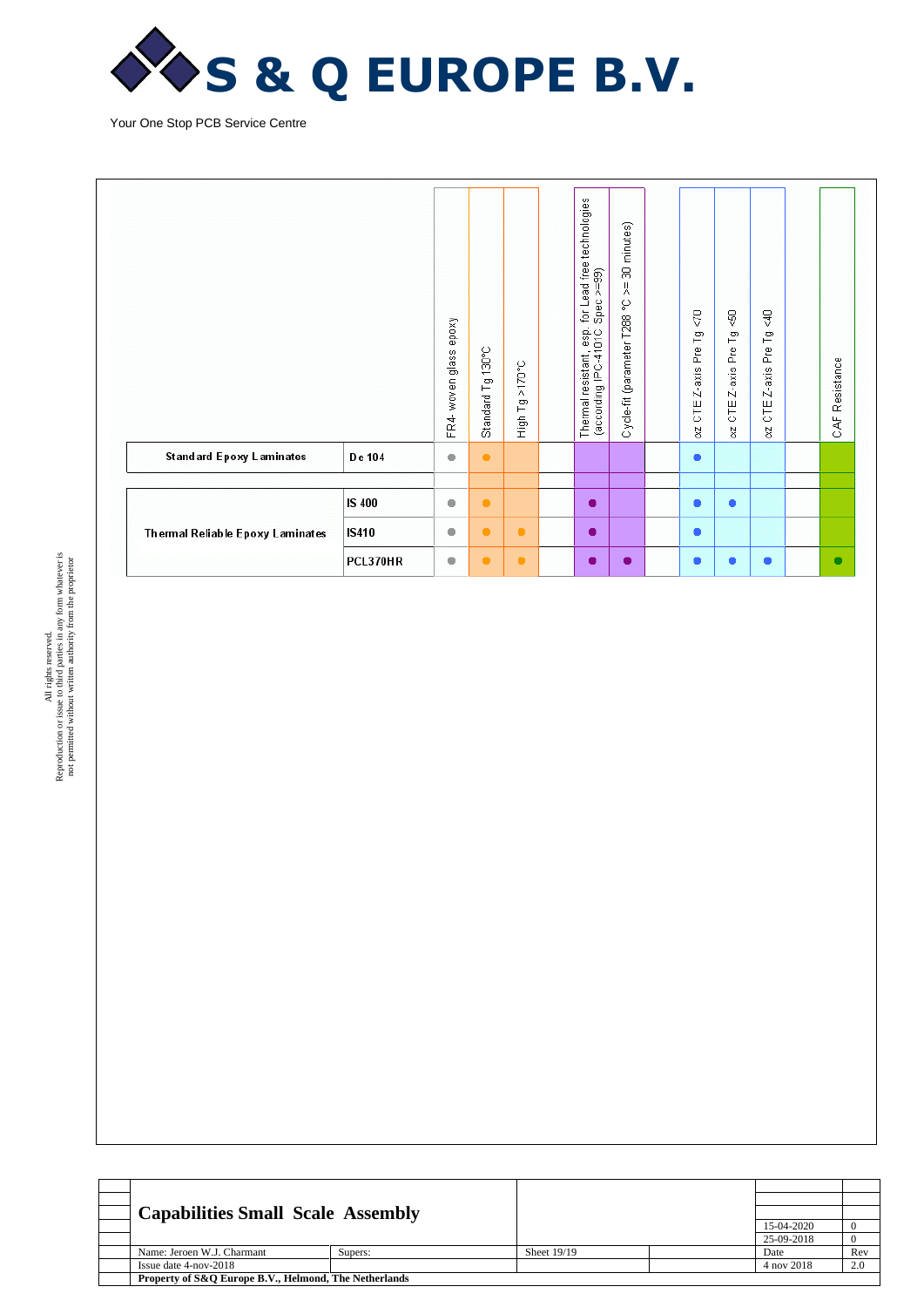# S & Q EUROPE B.V.

Your One Stop PCB Service Centre

| | | FR4- woven glass epoxy | Standard Tg 130°C | High Tg >170°C | | Thermal resistant, esp. for Lead free technologies (according IPC-4101C Spec >=99) | Cycle-fit (parameter T288 °C >= 30 minutes) | | αz CTE Z-axis Pre Tg <70 | αz CTE Z-axis Pre Tg <50 | αz CTE Z-axis Pre Tg <40 | | CAF Resistance |
|---|---|---|---|---|---|---|---|---|---|---|---|---|---|
| Standard Epoxy Laminates | De 104 | ● | ● | | | | | | ● | | | | |
| Thermal Reliable Epoxy Laminates | IS 400 | ● | ● | | | ● | | | ● | ● | | | |
| | IS410 | ● | ● | ● | | ● | | | ● | | | | |
| | PCL370HR | ● | ● | ● | | ● | ● | | ● | ● | ● | | ● |

All rights reserved.
Reproduction or issue to third parties in any form whatever is not permitted without written authority from the proprietor

| | | | | |
|---|---|---|---|---|
| **Capabilities Small Scale Assembly** | | | 15-04-2020 | 0 |
| | | | 25-09-2018 | 0 |
| Name: Jeroen W.J. Charmant | Supers: | Sheet 19/19 | Date | Rev |
| Issue date 4-nov-2018 | | | 4 nov 2018 | 2.0 |
| **Property of S&Q Europe B.V., Helmond, The Netherlands** | | | | |